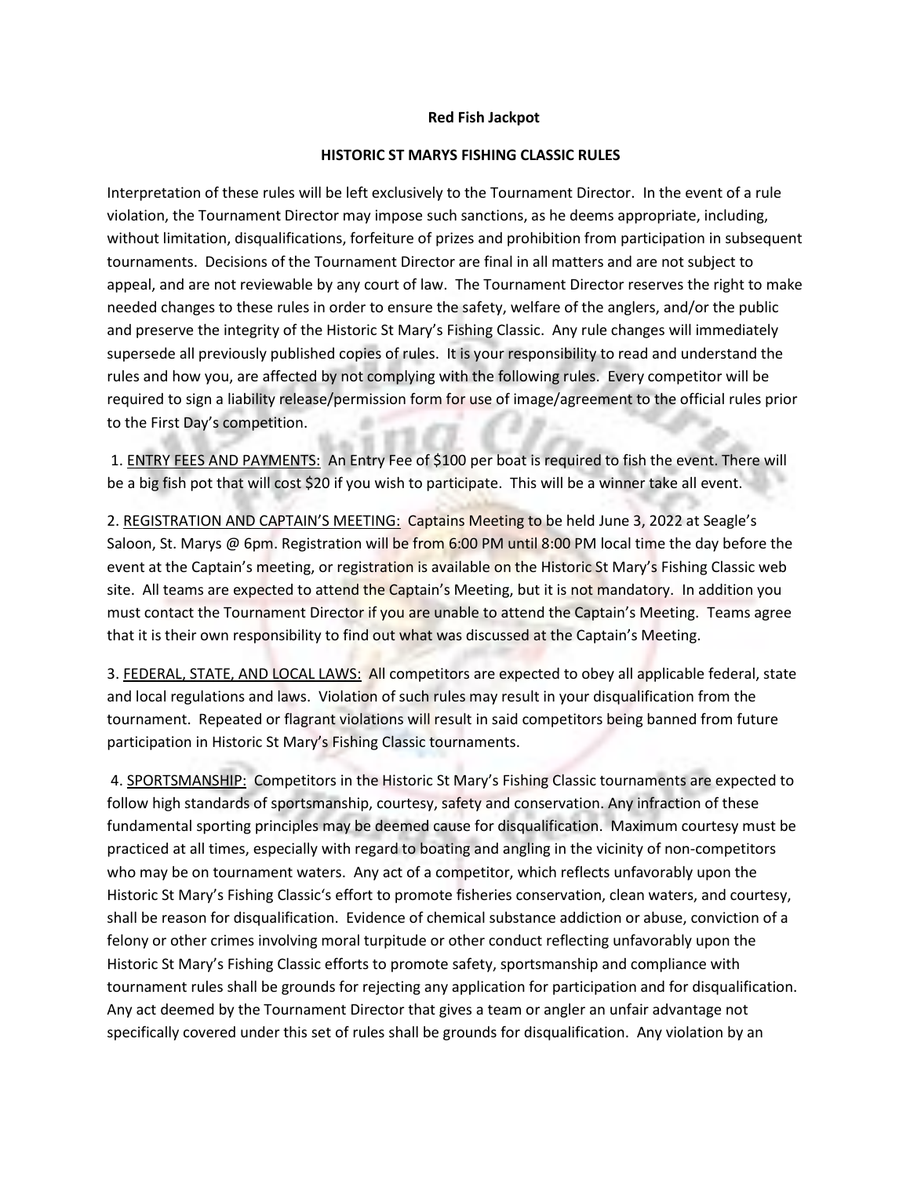**Red Fish Jackpot**

**HISTORIC ST MARYS FISHING CLASSIC RULES**

Interpretation of these rules will be left exclusively to the Tournament Director. In the event of a rule violation, the Tournament Director may impose such sanctions, as he deems appropriate, including, without limitation, disqualifications, forfeiture of prizes and prohibition from participation in subsequent tournaments. Decisions of the Tournament Director are final in all matters and are not subject to appeal, and are not reviewable by any court of law. The Tournament Director reserves the right to make needed changes to these rules in order to ensure the safety, welfare of the anglers, and/or the public and preserve the integrity of the Historic St Mary's Fishing Classic. Any rule changes will immediately supersede all previously published copies of rules. It is your responsibility to read and understand the rules and how you, are affected by not complying with the following rules. Every competitor will be required to sign a liability release/permission form for use of image/agreement to the official rules prior to the First Day's competition.

1. <u>ENTRY FEES AND PAYMENTS:</u> An Entry Fee of $100 per boat is required to fish the event. There will be a big fish pot that will cost $20 if you wish to participate. This will be a winner take all event.

2. <u>REGISTRATION AND CAPTAIN'S MEETING:</u> Captains Meeting to be held June 3, 2022 at Seagle's Saloon, St. Marys @ 6pm. Registration will be from 6:00 PM until 8:00 PM local time the day before the event at the Captain's meeting, or registration is available on the Historic St Mary's Fishing Classic web site. All teams are expected to attend the Captain's Meeting, but it is not mandatory. In addition you must contact the Tournament Director if you are unable to attend the Captain's Meeting. Teams agree that it is their own responsibility to find out what was discussed at the Captain's Meeting.

3. <u>FEDERAL, STATE, AND LOCAL LAWS:</u> All competitors are expected to obey all applicable federal, state and local regulations and laws. Violation of such rules may result in your disqualification from the tournament. Repeated or flagrant violations will result in said competitors being banned from future participation in Historic St Mary's Fishing Classic tournaments.

4. <u>SPORTSMANSHIP:</u> Competitors in the Historic St Mary's Fishing Classic tournaments are expected to follow high standards of sportsmanship, courtesy, safety and conservation. Any infraction of these fundamental sporting principles may be deemed cause for disqualification. Maximum courtesy must be practiced at all times, especially with regard to boating and angling in the vicinity of non-competitors who may be on tournament waters. Any act of a competitor, which reflects unfavorably upon the Historic St Mary's Fishing Classic's effort to promote fisheries conservation, clean waters, and courtesy, shall be reason for disqualification. Evidence of chemical substance addiction or abuse, conviction of a felony or other crimes involving moral turpitude or other conduct reflecting unfavorably upon the Historic St Mary's Fishing Classic efforts to promote safety, sportsmanship and compliance with tournament rules shall be grounds for rejecting any application for participation and for disqualification. Any act deemed by the Tournament Director that gives a team or angler an unfair advantage not specifically covered under this set of rules shall be grounds for disqualification. Any violation by an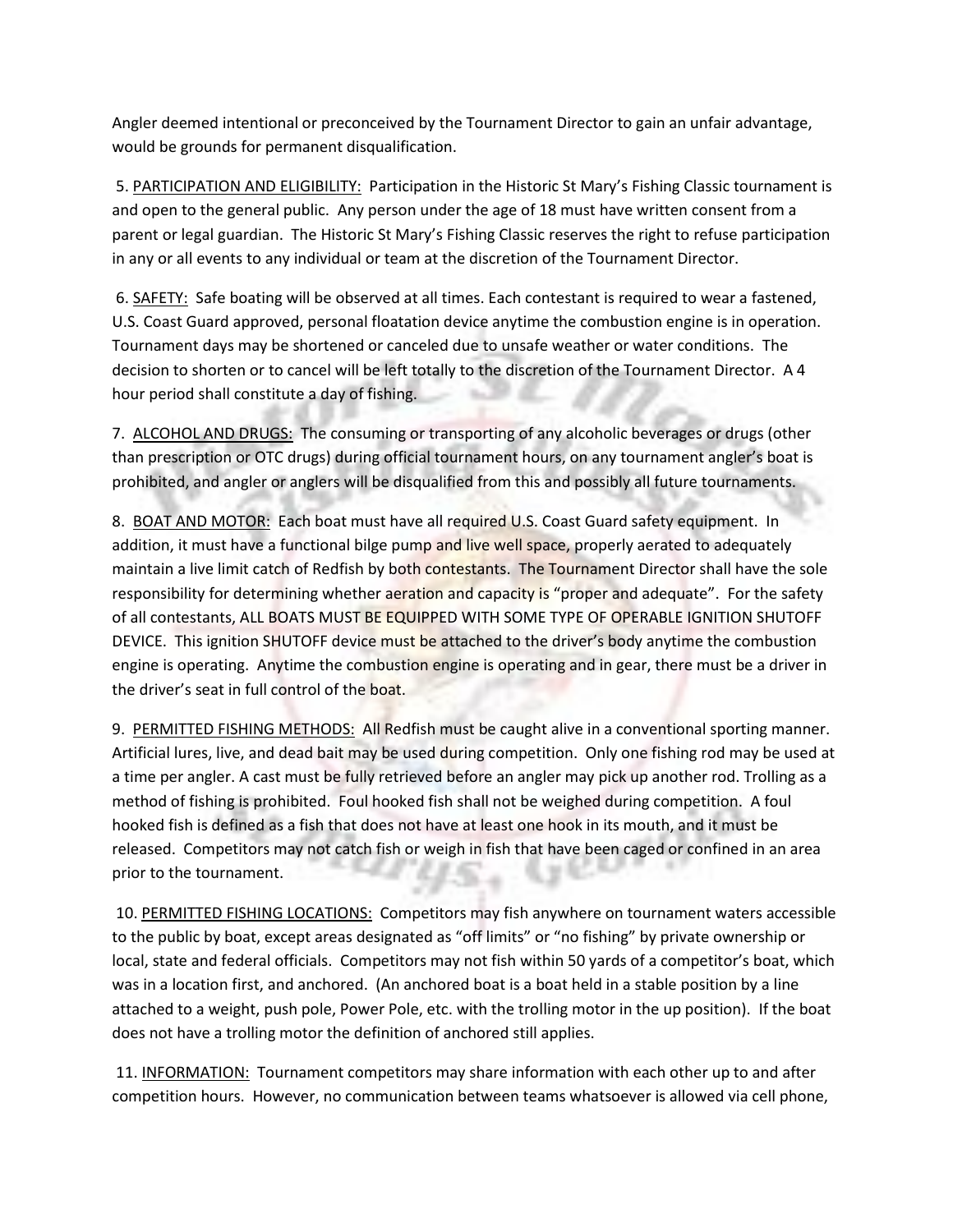Angler deemed intentional or preconceived by the Tournament Director to gain an unfair advantage, would be grounds for permanent disqualification.

5. PARTICIPATION AND ELIGIBILITY: Participation in the Historic St Mary's Fishing Classic tournament is and open to the general public. Any person under the age of 18 must have written consent from a parent or legal guardian. The Historic St Mary's Fishing Classic reserves the right to refuse participation in any or all events to any individual or team at the discretion of the Tournament Director.

6. SAFETY: Safe boating will be observed at all times. Each contestant is required to wear a fastened, U.S. Coast Guard approved, personal floatation device anytime the combustion engine is in operation. Tournament days may be shortened or canceled due to unsafe weather or water conditions. The decision to shorten or to cancel will be left totally to the discretion of the Tournament Director. A 4 hour period shall constitute a day of fishing.

7. ALCOHOL AND DRUGS: The consuming or transporting of any alcoholic beverages or drugs (other than prescription or OTC drugs) during official tournament hours, on any tournament angler's boat is prohibited, and angler or anglers will be disqualified from this and possibly all future tournaments.

8. BOAT AND MOTOR: Each boat must have all required U.S. Coast Guard safety equipment. In addition, it must have a functional bilge pump and live well space, properly aerated to adequately maintain a live limit catch of Redfish by both contestants. The Tournament Director shall have the sole responsibility for determining whether aeration and capacity is "proper and adequate". For the safety of all contestants, ALL BOATS MUST BE EQUIPPED WITH SOME TYPE OF OPERABLE IGNITION SHUTOFF DEVICE. This ignition SHUTOFF device must be attached to the driver's body anytime the combustion engine is operating. Anytime the combustion engine is operating and in gear, there must be a driver in the driver's seat in full control of the boat.

9. PERMITTED FISHING METHODS: All Redfish must be caught alive in a conventional sporting manner. Artificial lures, live, and dead bait may be used during competition. Only one fishing rod may be used at a time per angler. A cast must be fully retrieved before an angler may pick up another rod. Trolling as a method of fishing is prohibited. Foul hooked fish shall not be weighed during competition. A foul hooked fish is defined as a fish that does not have at least one hook in its mouth, and it must be released. Competitors may not catch fish or weigh in fish that have been caged or confined in an area prior to the tournament.

10. PERMITTED FISHING LOCATIONS: Competitors may fish anywhere on tournament waters accessible to the public by boat, except areas designated as "off limits" or "no fishing" by private ownership or local, state and federal officials. Competitors may not fish within 50 yards of a competitor's boat, which was in a location first, and anchored. (An anchored boat is a boat held in a stable position by a line attached to a weight, push pole, Power Pole, etc. with the trolling motor in the up position). If the boat does not have a trolling motor the definition of anchored still applies.

11. INFORMATION: Tournament competitors may share information with each other up to and after competition hours. However, no communication between teams whatsoever is allowed via cell phone,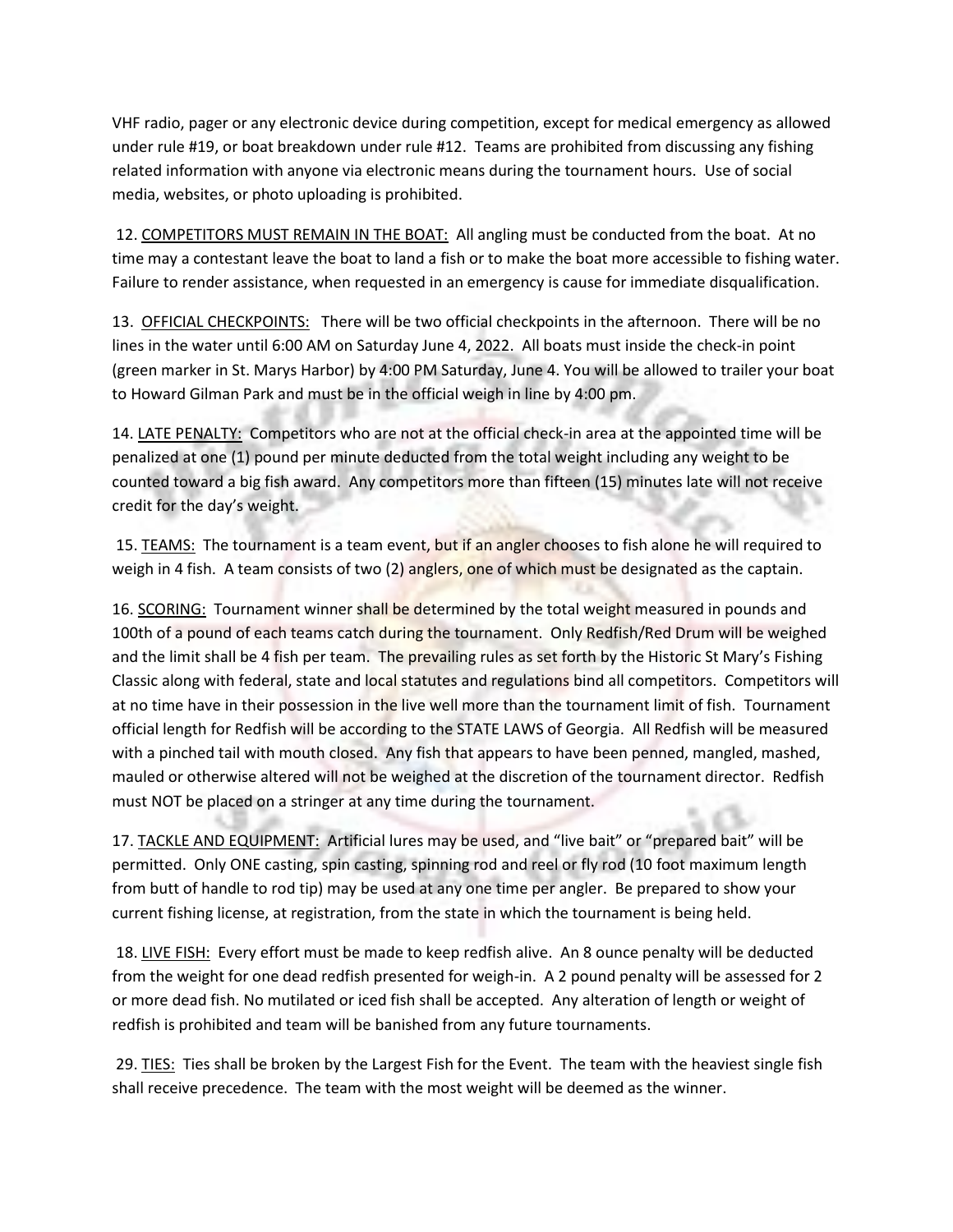VHF radio, pager or any electronic device during competition, except for medical emergency as allowed under rule #19, or boat breakdown under rule #12. Teams are prohibited from discussing any fishing related information with anyone via electronic means during the tournament hours. Use of social media, websites, or photo uploading is prohibited.

12. COMPETITORS MUST REMAIN IN THE BOAT: All angling must be conducted from the boat. At no time may a contestant leave the boat to land a fish or to make the boat more accessible to fishing water. Failure to render assistance, when requested in an emergency is cause for immediate disqualification.

13. OFFICIAL CHECKPOINTS: There will be two official checkpoints in the afternoon. There will be no lines in the water until 6:00 AM on Saturday June 4, 2022. All boats must inside the check-in point (green marker in St. Marys Harbor) by 4:00 PM Saturday, June 4. You will be allowed to trailer your boat to Howard Gilman Park and must be in the official weigh in line by 4:00 pm.

14. LATE PENALTY: Competitors who are not at the official check-in area at the appointed time will be penalized at one (1) pound per minute deducted from the total weight including any weight to be counted toward a big fish award. Any competitors more than fifteen (15) minutes late will not receive credit for the day's weight.

15. TEAMS: The tournament is a team event, but if an angler chooses to fish alone he will required to weigh in 4 fish. A team consists of two (2) anglers, one of which must be designated as the captain.

16. SCORING: Tournament winner shall be determined by the total weight measured in pounds and 100th of a pound of each teams catch during the tournament. Only Redfish/Red Drum will be weighed and the limit shall be 4 fish per team. The prevailing rules as set forth by the Historic St Mary's Fishing Classic along with federal, state and local statutes and regulations bind all competitors. Competitors will at no time have in their possession in the live well more than the tournament limit of fish. Tournament official length for Redfish will be according to the STATE LAWS of Georgia. All Redfish will be measured with a pinched tail with mouth closed. Any fish that appears to have been penned, mangled, mashed, mauled or otherwise altered will not be weighed at the discretion of the tournament director. Redfish must NOT be placed on a stringer at any time during the tournament.

17. TACKLE AND EQUIPMENT: Artificial lures may be used, and "live bait" or "prepared bait" will be permitted. Only ONE casting, spin casting, spinning rod and reel or fly rod (10 foot maximum length from butt of handle to rod tip) may be used at any one time per angler. Be prepared to show your current fishing license, at registration, from the state in which the tournament is being held.

18. LIVE FISH: Every effort must be made to keep redfish alive. An 8 ounce penalty will be deducted from the weight for one dead redfish presented for weigh-in. A 2 pound penalty will be assessed for 2 or more dead fish. No mutilated or iced fish shall be accepted. Any alteration of length or weight of redfish is prohibited and team will be banished from any future tournaments.

29. TIES: Ties shall be broken by the Largest Fish for the Event. The team with the heaviest single fish shall receive precedence. The team with the most weight will be deemed as the winner.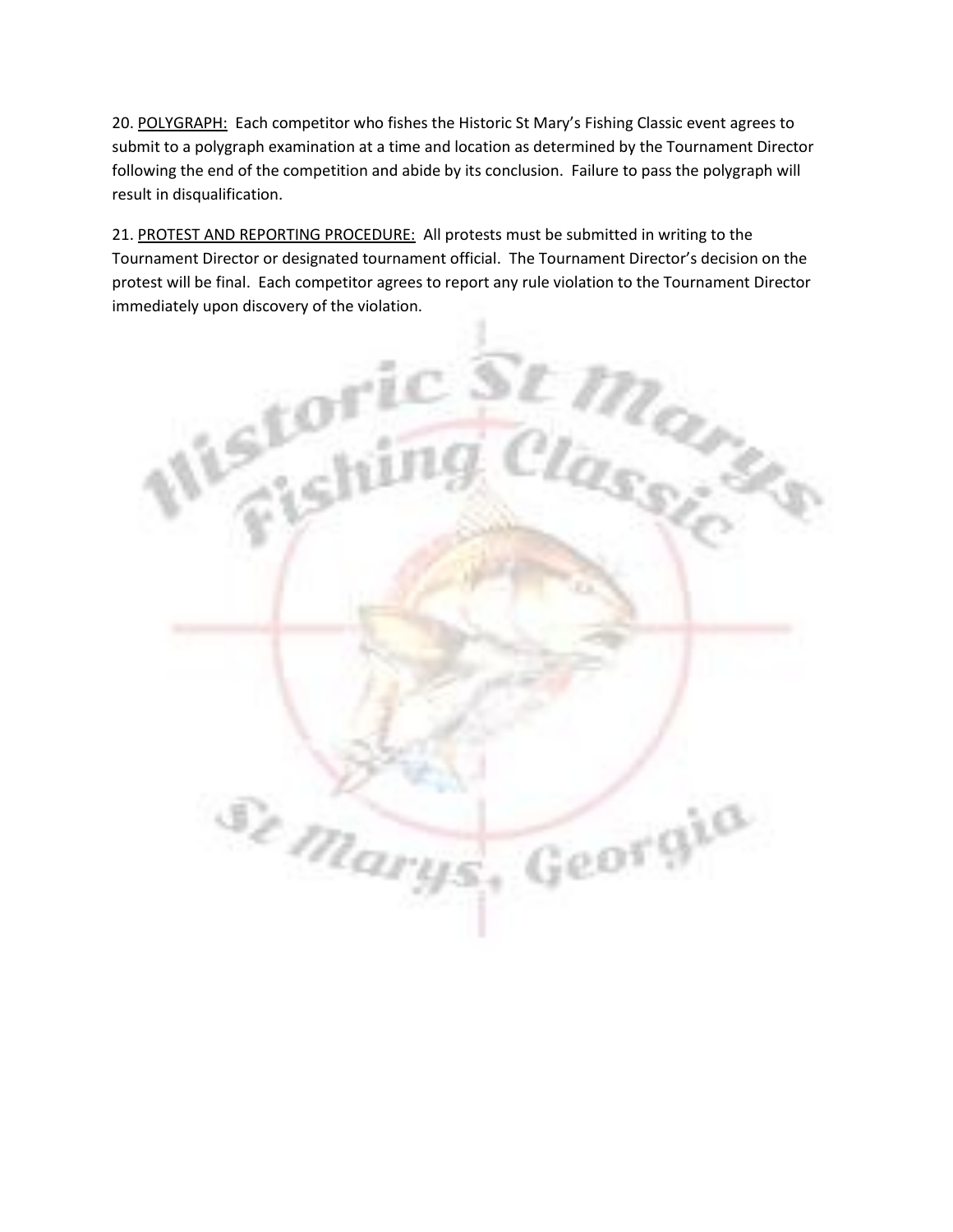20. <u>POLYGRAPH:</u> Each competitor who fishes the Historic St Mary's Fishing Classic event agrees to submit to a polygraph examination at a time and location as determined by the Tournament Director following the end of the competition and abide by its conclusion. Failure to pass the polygraph will result in disqualification.

21. <u>PROTEST AND REPORTING PROCEDURE:</u> All protests must be submitted in writing to the Tournament Director or designated tournament official. The Tournament Director's decision on the protest will be final. Each competitor agrees to report any rule violation to the Tournament Director immediately upon discovery of the violation.